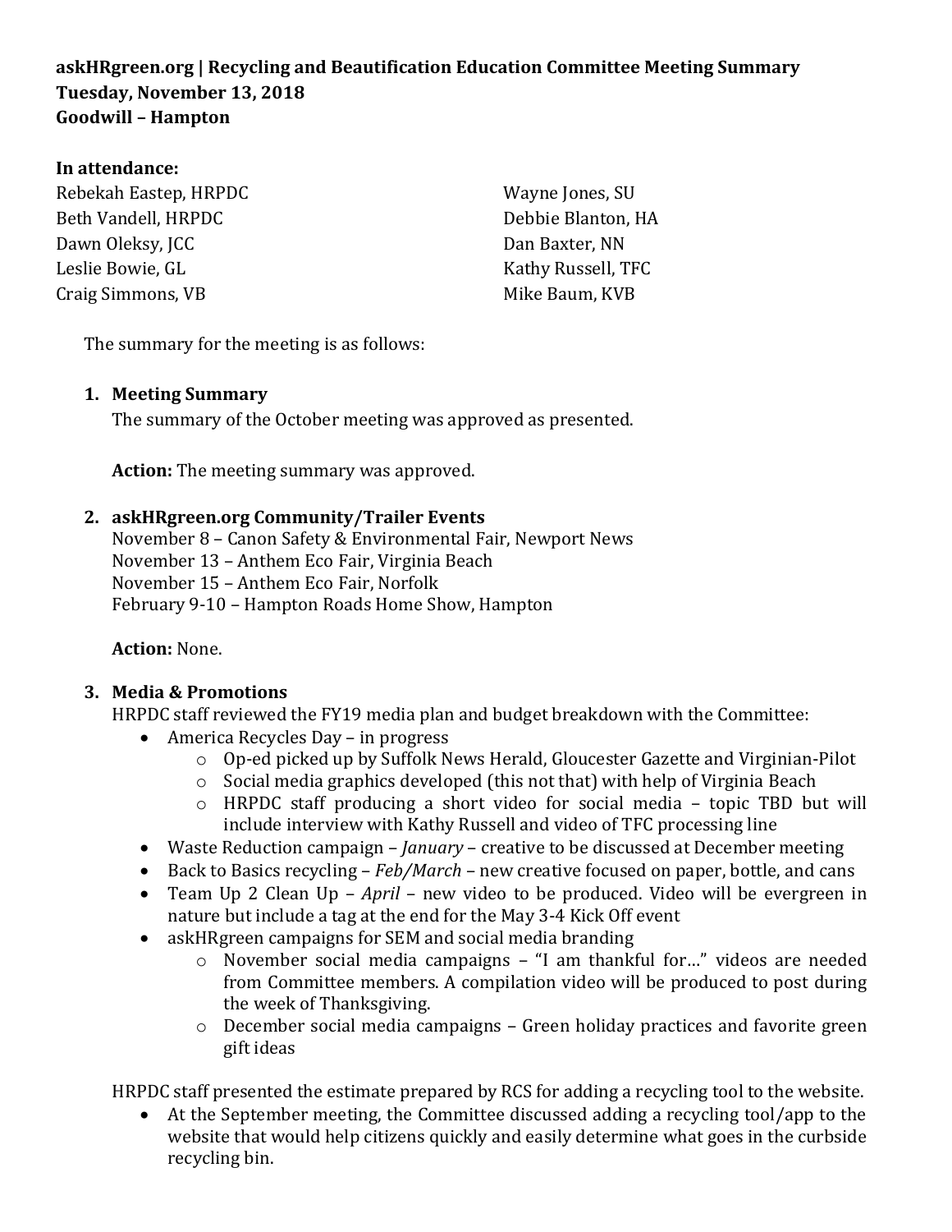**askHRgreen.org | Recycling and Beautification Education Committee Meeting Summary**
**Tuesday, November 13, 2018**
**Goodwill – Hampton**

**In attendance:**

Rebekah Eastep, HRPDC
Beth Vandell, HRPDC
Dawn Oleksy, JCC
Leslie Bowie, GL
Craig Simmons, VB
Wayne Jones, SU
Debbie Blanton, HA
Dan Baxter, NN
Kathy Russell, TFC
Mike Baum, KVB

The summary for the meeting is as follows:

1. **Meeting Summary**
   The summary of the October meeting was approved as presented.

   **Action:** The meeting summary was approved.

2. **askHRgreen.org Community/Trailer Events**
   November 8 – Canon Safety & Environmental Fair, Newport News
   November 13 – Anthem Eco Fair, Virginia Beach
   November 15 – Anthem Eco Fair, Norfolk
   February 9-10 – Hampton Roads Home Show, Hampton

   **Action:** None.

3. **Media & Promotions**
   HRPDC staff reviewed the FY19 media plan and budget breakdown with the Committee:
   - America Recycles Day – in progress
     - Op-ed picked up by Suffolk News Herald, Gloucester Gazette and Virginian-Pilot
     - Social media graphics developed (this not that) with help of Virginia Beach
     - HRPDC staff producing a short video for social media – topic TBD but will include interview with Kathy Russell and video of TFC processing line
   - Waste Reduction campaign – *January* – creative to be discussed at December meeting
   - Back to Basics recycling – *Feb/March* – new creative focused on paper, bottle, and cans
   - Team Up 2 Clean Up – *April* – new video to be produced. Video will be evergreen in nature but include a tag at the end for the May 3-4 Kick Off event
   - askHRgreen campaigns for SEM and social media branding
     - November social media campaigns – "I am thankful for…" videos are needed from Committee members. A compilation video will be produced to post during the week of Thanksgiving.
     - December social media campaigns – Green holiday practices and favorite green gift ideas

   HRPDC staff presented the estimate prepared by RCS for adding a recycling tool to the website.
   - At the September meeting, the Committee discussed adding a recycling tool/app to the website that would help citizens quickly and easily determine what goes in the curbside recycling bin.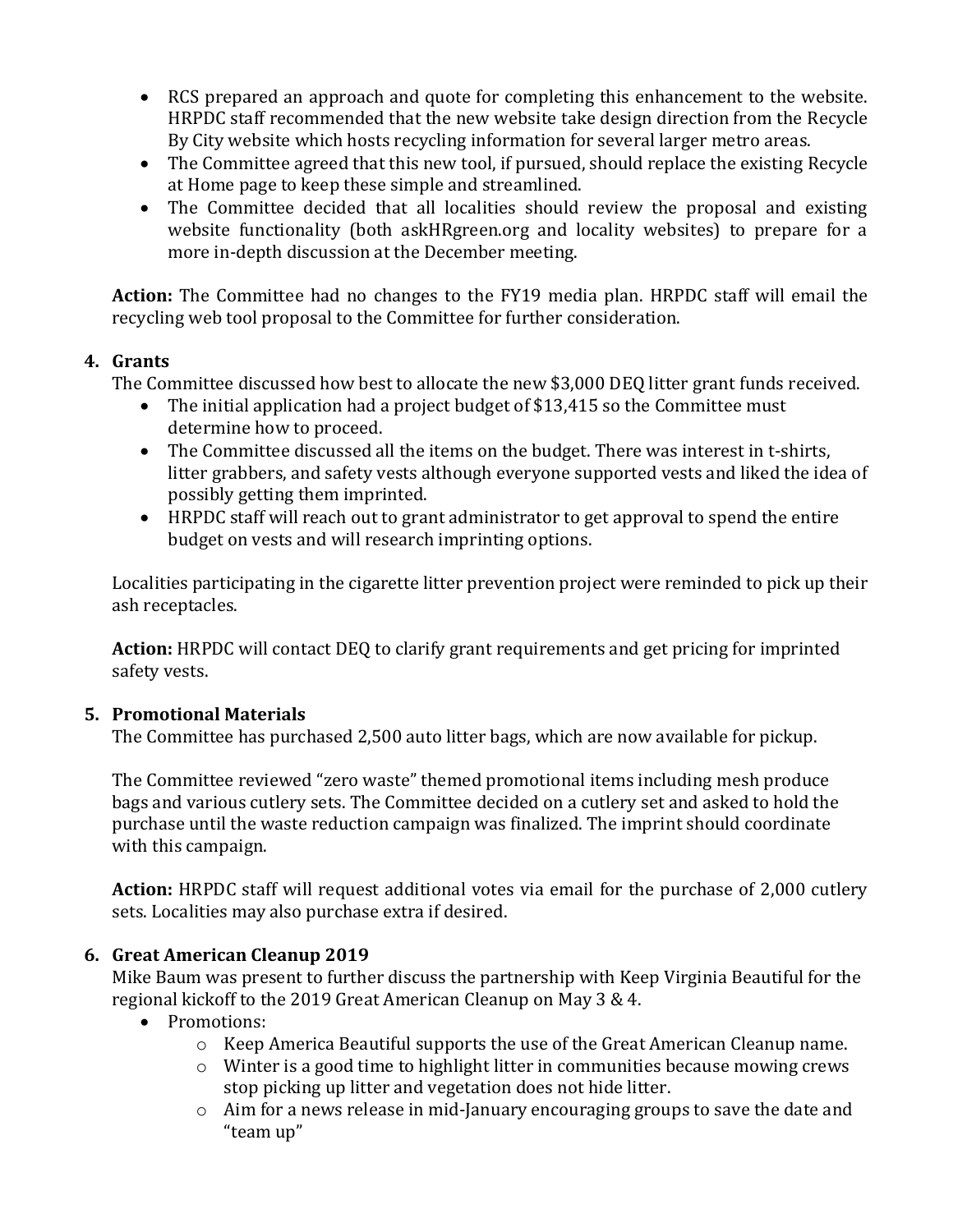- RCS prepared an approach and quote for completing this enhancement to the website. HRPDC staff recommended that the new website take design direction from the Recycle By City website which hosts recycling information for several larger metro areas.
- The Committee agreed that this new tool, if pursued, should replace the existing Recycle at Home page to keep these simple and streamlined.
- The Committee decided that all localities should review the proposal and existing website functionality (both askHRgreen.org and locality websites) to prepare for a more in-depth discussion at the December meeting.

**Action:** The Committee had no changes to the FY19 media plan. HRPDC staff will email the recycling web tool proposal to the Committee for further consideration.

4. **Grants**

The Committee discussed how best to allocate the new $3,000 DEQ litter grant funds received.

- The initial application had a project budget of $13,415 so the Committee must determine how to proceed.
- The Committee discussed all the items on the budget. There was interest in t-shirts, litter grabbers, and safety vests although everyone supported vests and liked the idea of possibly getting them imprinted.
- HRPDC staff will reach out to grant administrator to get approval to spend the entire budget on vests and will research imprinting options.

Localities participating in the cigarette litter prevention project were reminded to pick up their ash receptacles.

**Action:** HRPDC will contact DEQ to clarify grant requirements and get pricing for imprinted safety vests.

5. **Promotional Materials**

The Committee has purchased 2,500 auto litter bags, which are now available for pickup.

The Committee reviewed "zero waste" themed promotional items including mesh produce bags and various cutlery sets. The Committee decided on a cutlery set and asked to hold the purchase until the waste reduction campaign was finalized. The imprint should coordinate with this campaign.

**Action:** HRPDC staff will request additional votes via email for the purchase of 2,000 cutlery sets. Localities may also purchase extra if desired.

6. **Great American Cleanup 2019**

Mike Baum was present to further discuss the partnership with Keep Virginia Beautiful for the regional kickoff to the 2019 Great American Cleanup on May 3 & 4.

- Promotions:
  - Keep America Beautiful supports the use of the Great American Cleanup name.
  - Winter is a good time to highlight litter in communities because mowing crews stop picking up litter and vegetation does not hide litter.
  - Aim for a news release in mid-January encouraging groups to save the date and "team up"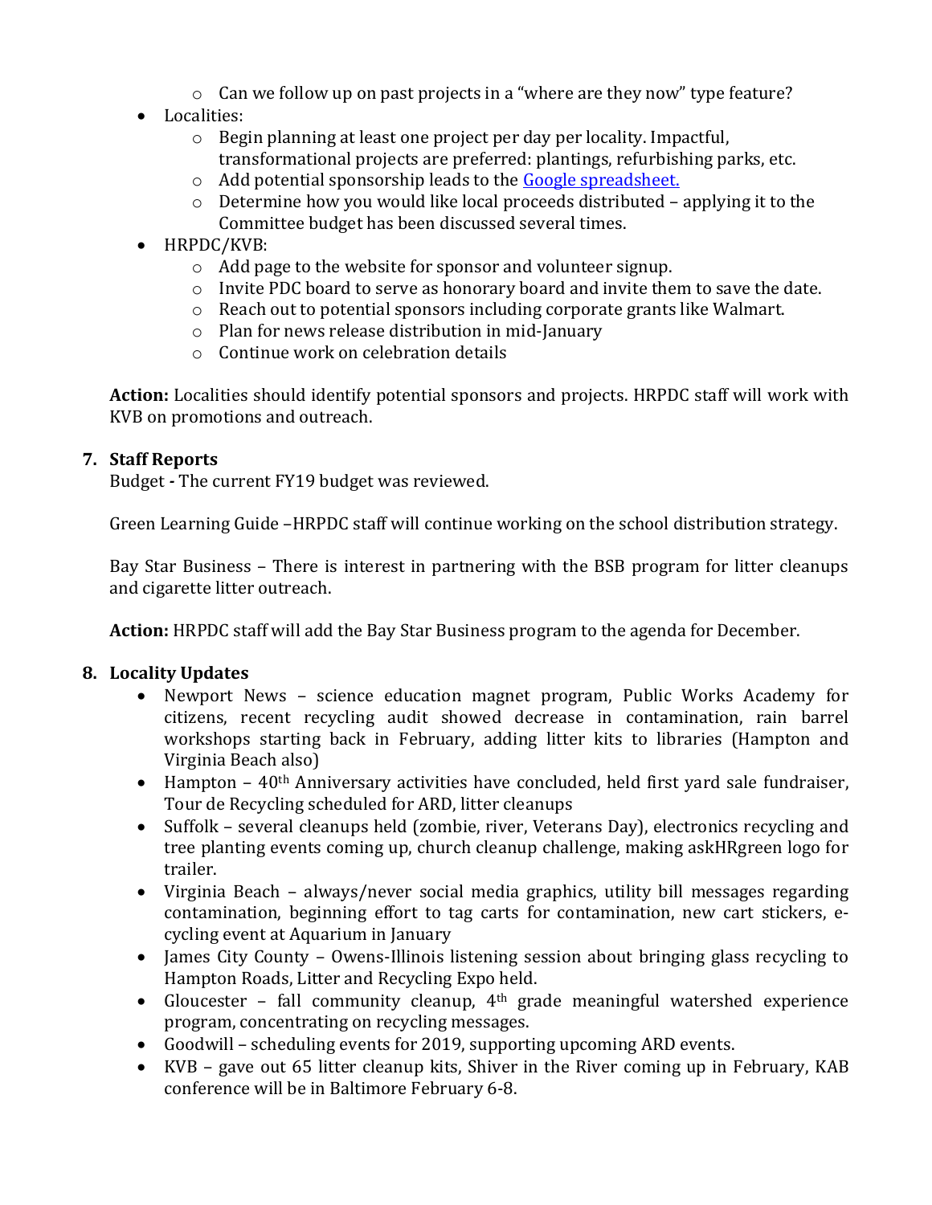- Can we follow up on past projects in a "where are they now" type feature?
- Localities:
    - Begin planning at least one project per day per locality. Impactful, transformational projects are preferred: plantings, refurbishing parks, etc.
    - Add potential sponsorship leads to the [Google spreadsheet.]()
    - Determine how you would like local proceeds distributed – applying it to the Committee budget has been discussed several times.
- HRPDC/KVB:
    - Add page to the website for sponsor and volunteer signup.
    - Invite PDC board to serve as honorary board and invite them to save the date.
    - Reach out to potential sponsors including corporate grants like Walmart.
    - Plan for news release distribution in mid-January
    - Continue work on celebration details

**Action:** Localities should identify potential sponsors and projects. HRPDC staff will work with KVB on promotions and outreach.

7. **Staff Reports**

Budget **-** The current FY19 budget was reviewed.

Green Learning Guide –HRPDC staff will continue working on the school distribution strategy.

Bay Star Business – There is interest in partnering with the BSB program for litter cleanups and cigarette litter outreach.

**Action:** HRPDC staff will add the Bay Star Business program to the agenda for December.

8. **Locality Updates**

- Newport News – science education magnet program, Public Works Academy for citizens, recent recycling audit showed decrease in contamination, rain barrel workshops starting back in February, adding litter kits to libraries (Hampton and Virginia Beach also)
- Hampton – 40th Anniversary activities have concluded, held first yard sale fundraiser, Tour de Recycling scheduled for ARD, litter cleanups
- Suffolk – several cleanups held (zombie, river, Veterans Day), electronics recycling and tree planting events coming up, church cleanup challenge, making askHRgreen logo for trailer.
- Virginia Beach – always/never social media graphics, utility bill messages regarding contamination, beginning effort to tag carts for contamination, new cart stickers, e-cycling event at Aquarium in January
- James City County – Owens-Illinois listening session about bringing glass recycling to Hampton Roads, Litter and Recycling Expo held.
- Gloucester – fall community cleanup, 4th grade meaningful watershed experience program, concentrating on recycling messages.
- Goodwill – scheduling events for 2019, supporting upcoming ARD events.
- KVB – gave out 65 litter cleanup kits, Shiver in the River coming up in February, KAB conference will be in Baltimore February 6-8.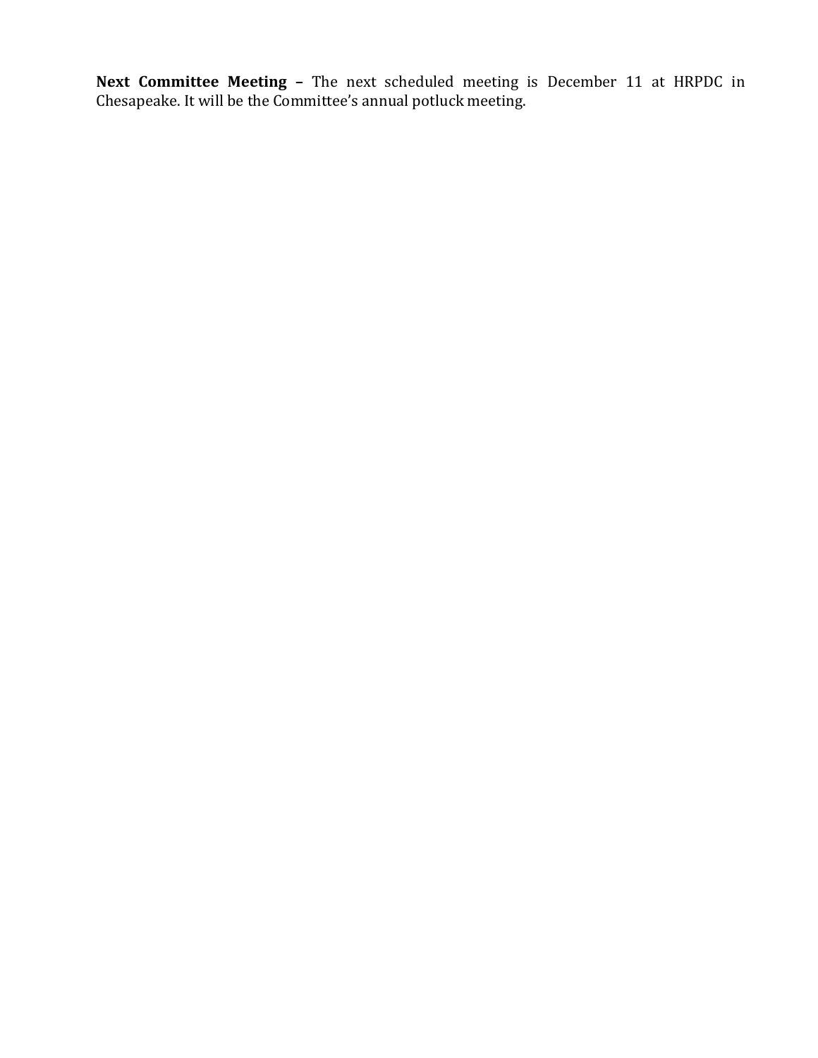**Next Committee Meeting –** The next scheduled meeting is December 11 at HRPDC in Chesapeake. It will be the Committee's annual potluck meeting.